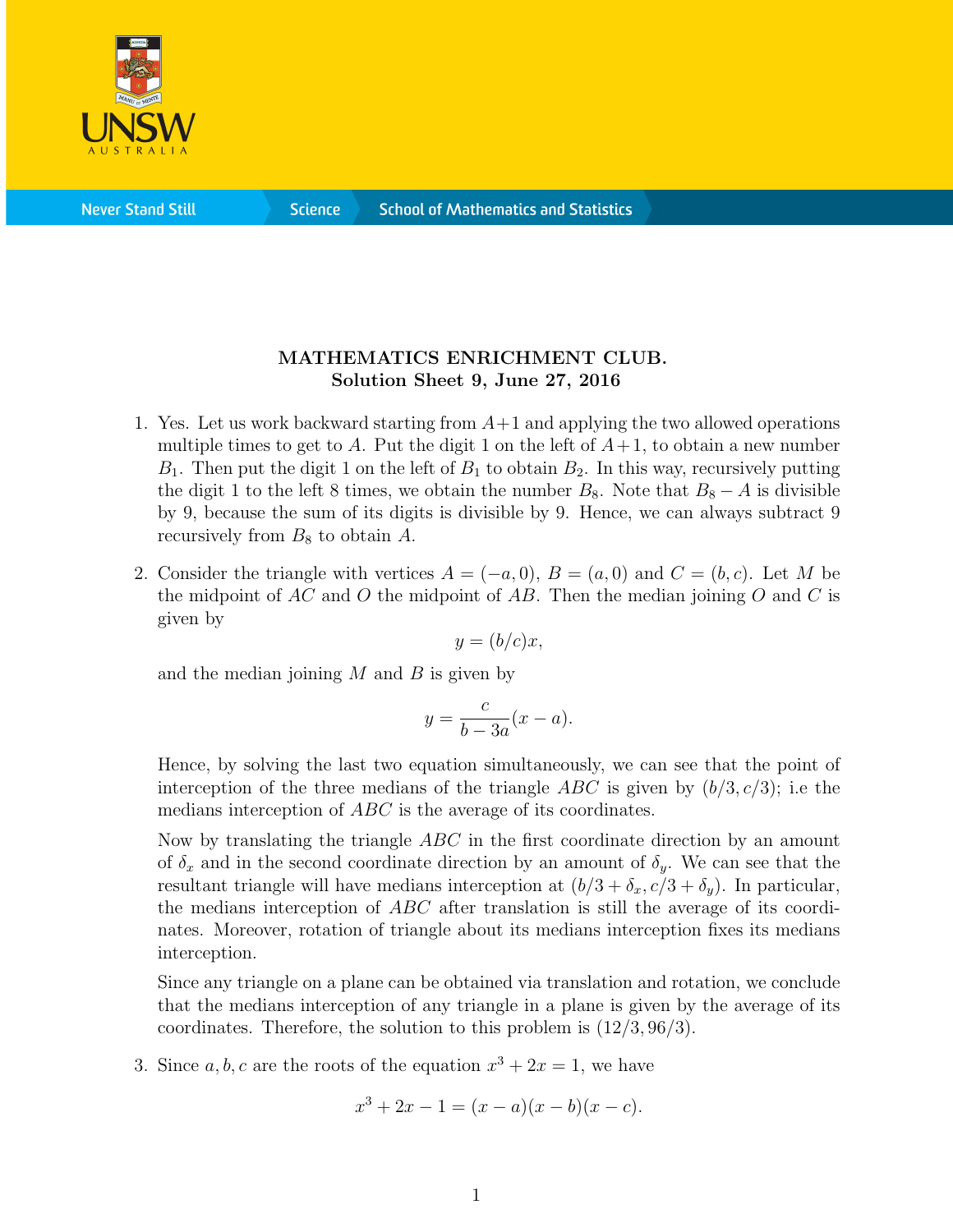**MATHEMATICS ENRICHMENT CLUB.**
**Solution Sheet 9, June 27, 2016**

1. Yes. Let us work backward starting from $A+1$ and applying the two allowed operations multiple times to get to $A$. Put the digit 1 on the left of $A+1$, to obtain a new number $B_1$. Then put the digit 1 on the left of $B_1$ to obtain $B_2$. In this way, recursively putting the digit 1 to the left 8 times, we obtain the number $B_8$. Note that $B_8 - A$ is divisible by 9, because the sum of its digits is divisible by 9. Hence, we can always subtract 9 recursively from $B_8$ to obtain $A$.

2. Consider the triangle with vertices $A = (-a, 0)$, $B = (a, 0)$ and $C = (b, c)$. Let $M$ be the midpoint of $AC$ and $O$ the midpoint of $AB$. Then the median joining $O$ and $C$ is given by

$$y = (b/c)x,$$

and the median joining $M$ and $B$ is given by

$$y = \frac{c}{b - 3a}(x - a).$$

Hence, by solving the last two equation simultaneously, we can see that the point of interception of the three medians of the triangle $ABC$ is given by $(b/3, c/3)$; i.e the medians interception of $ABC$ is the average of its coordinates.

Now by translating the triangle $ABC$ in the first coordinate direction by an amount of $\delta_x$ and in the second coordinate direction by an amount of $\delta_y$. We can see that the resultant triangle will have medians interception at $(b/3 + \delta_x, c/3 + \delta_y)$. In particular, the medians interception of $ABC$ after translation is still the average of its coordinates. Moreover, rotation of triangle about its medians interception fixes its medians interception.

Since any triangle on a plane can be obtained via translation and rotation, we conclude that the medians interception of any triangle in a plane is given by the average of its coordinates. Therefore, the solution to this problem is $(12/3, 96/3)$.

3. Since $a, b, c$ are the roots of the equation $x^3 + 2x = 1$, we have

$$x^3 + 2x - 1 = (x - a)(x - b)(x - c).$$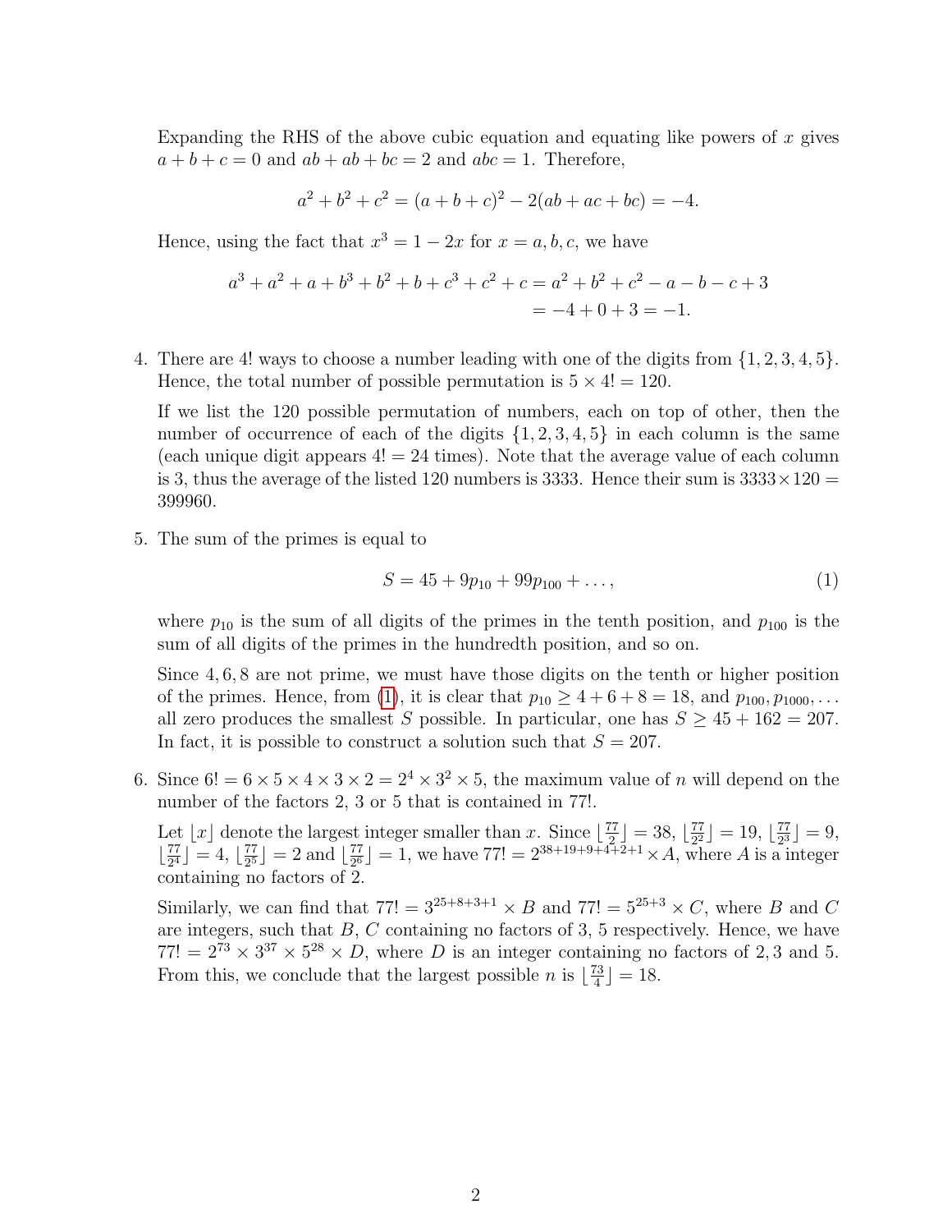Expanding the RHS of the above cubic equation and equating like powers of $x$ gives $a+b+c=0$ and $ab+ab+bc=2$ and $abc=1$. Therefore,

$$a^2+b^2+c^2=(a+b+c)^2-2(ab+ac+bc)=-4.$$

Hence, using the fact that $x^3=1-2x$ for $x=a,b,c$, we have

$$\begin{aligned}a^3+a^2+a+b^3+b^2+b+c^3+c^2+c &= a^2+b^2+c^2-a-b-c+3\\ &= -4+0+3=-1.\end{aligned}$$

4. There are $4!$ ways to choose a number leading with one of the digits from $\{1,2,3,4,5\}$. Hence, the total number of possible permutation is $5\times 4! = 120$.

   If we list the 120 possible permutation of numbers, each on top of other, then the number of occurrence of each of the digits $\{1,2,3,4,5\}$ in each column is the same (each unique digit appears $4! = 24$ times). Note that the average value of each column is 3, thus the average of the listed 120 numbers is 3333. Hence their sum is $3333\times 120 = 399960$.

5. The sum of the primes is equal to

   $$S = 45 + 9p_{10} + 99p_{100} + \ldots, \tag{1}$$

   where $p_{10}$ is the sum of all digits of the primes in the tenth position, and $p_{100}$ is the sum of all digits of the primes in the hundredth position, and so on.

   Since $4,6,8$ are not prime, we must have those digits on the tenth or higher position of the primes. Hence, from (1), it is clear that $p_{10}\geq 4+6+8=18$, and $p_{100}, p_{1000}, \ldots$ all zero produces the smallest $S$ possible. In particular, one has $S\geq 45+162=207$. In fact, it is possible to construct a solution such that $S=207$.

6. Since $6! = 6\times 5\times 4\times 3\times 2 = 2^4\times 3^2\times 5$, the maximum value of $n$ will depend on the number of the factors 2, 3 or 5 that is contained in $77!$.

   Let $\lfloor x\rfloor$ denote the largest integer smaller than $x$. Since $\lfloor \frac{77}{2}\rfloor = 38$, $\lfloor \frac{77}{2^2}\rfloor = 19$, $\lfloor \frac{77}{2^3}\rfloor = 9$, $\lfloor \frac{77}{2^4}\rfloor = 4$, $\lfloor \frac{77}{2^5}\rfloor = 2$ and $\lfloor \frac{77}{2^6}\rfloor = 1$, we have $77! = 2^{38+19+9+4+2+1}\times A$, where $A$ is a integer containing no factors of 2.

   Similarly, we can find that $77! = 3^{25+8+3+1}\times B$ and $77! = 5^{25+3}\times C$, where $B$ and $C$ are integers, such that $B$, $C$ containing no factors of 3, 5 respectively. Hence, we have $77! = 2^{73}\times 3^{37}\times 5^{28}\times D$, where $D$ is an integer containing no factors of 2, 3 and 5. From this, we conclude that the largest possible $n$ is $\lfloor \frac{73}{4}\rfloor = 18$.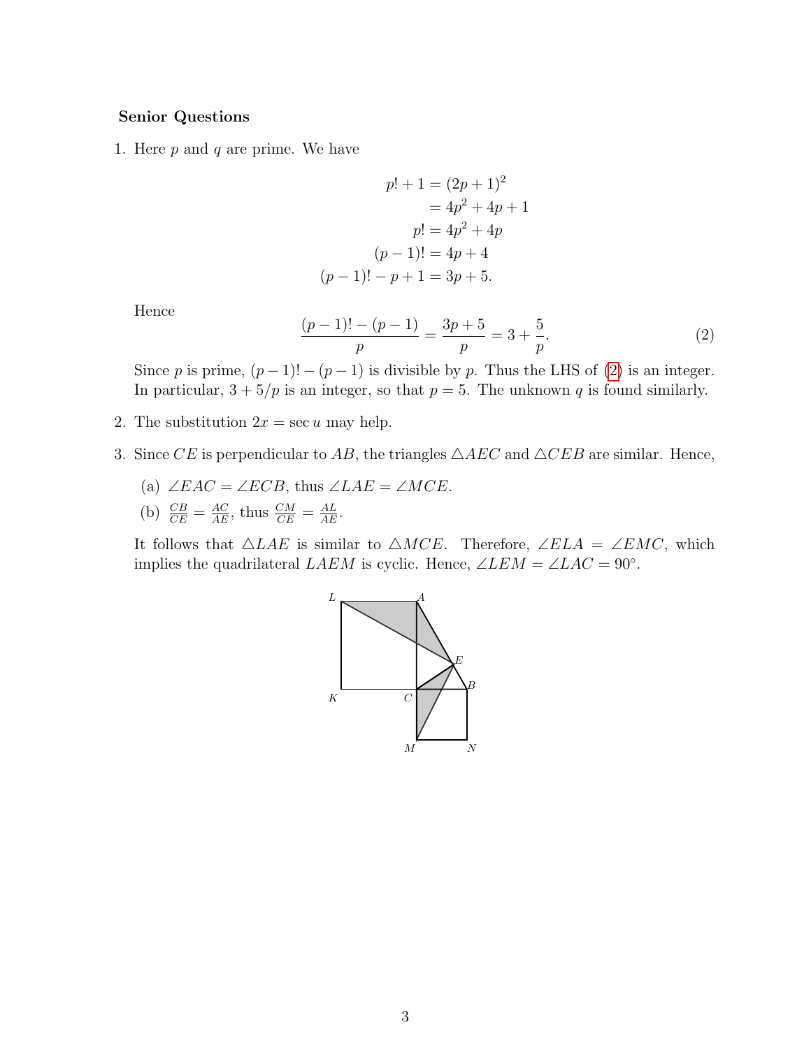**Senior Questions**

1. Here $p$ and $q$ are prime. We have

$$\begin{aligned}
p! + 1 &= (2p+1)^2 \\
&= 4p^2 + 4p + 1 \\
p! &= 4p^2 + 4p \\
(p-1)! &= 4p + 4 \\
(p-1)! - p + 1 &= 3p + 5.
\end{aligned}$$

   Hence

$$\frac{(p-1)! - (p-1)}{p} = \frac{3p+5}{p} = 3 + \frac{5}{p}. \qquad (2)$$

   Since $p$ is prime, $(p-1)! - (p-1)$ is divisible by $p$. Thus the LHS of (2) is an integer. In particular, $3 + 5/p$ is an integer, so that $p = 5$. The unknown $q$ is found similarly.

2. The substitution $2x = \sec u$ may help.

3. Since $CE$ is perpendicular to $AB$, the triangles $\triangle AEC$ and $\triangle CEB$ are similar. Hence,

   (a) $\angle EAC = \angle ECB$, thus $\angle LAE = \angle MCE$.

   (b) $\frac{CB}{CE} = \frac{AC}{AE}$, thus $\frac{CM}{CE} = \frac{AL}{AE}$.

   It follows that $\triangle LAE$ is similar to $\triangle MCE$. Therefore, $\angle ELA = \angle EMC$, which implies the quadrilateral $LAEM$ is cyclic. Hence, $\angle LEM = \angle LAC = 90°$.

L A E K C B M N